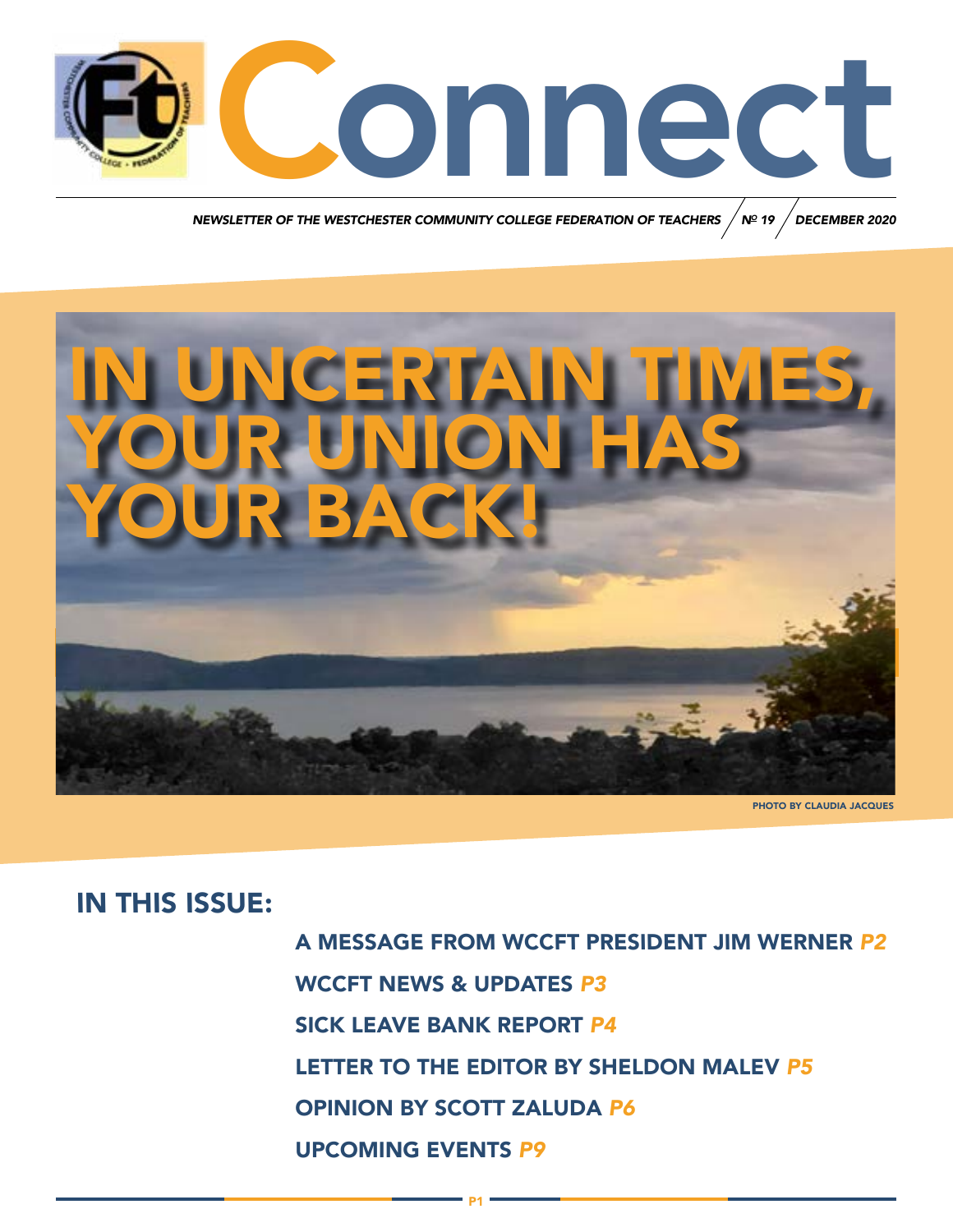# Connect

*NEWSLETTER OF THE WESTCHESTER COMMUNITY COLLEGE FEDERATION OF TEACHERS / № 19 / DECEMBER 2020*

## IN UNCERTAIN TIMES, YOUR UNION HAS YOUR BACK!

PHOTO BY CLAUDIA JACQUES

## IN THIS ISSUE:

**A MESSAGE FROM WCCFT PRESIDENT JIM WERNER** *P2*

**WCCFT NEWS & UPDATES** *P3*

**SICK LEAVE BANK REPORT** *P4*

**LETTER TO THE EDITOR BY SHELDON MALEV** *P5*

**OPINION BY SCOTT ZALUDA** *P6*

**UPCOMING EVENTS** *P9*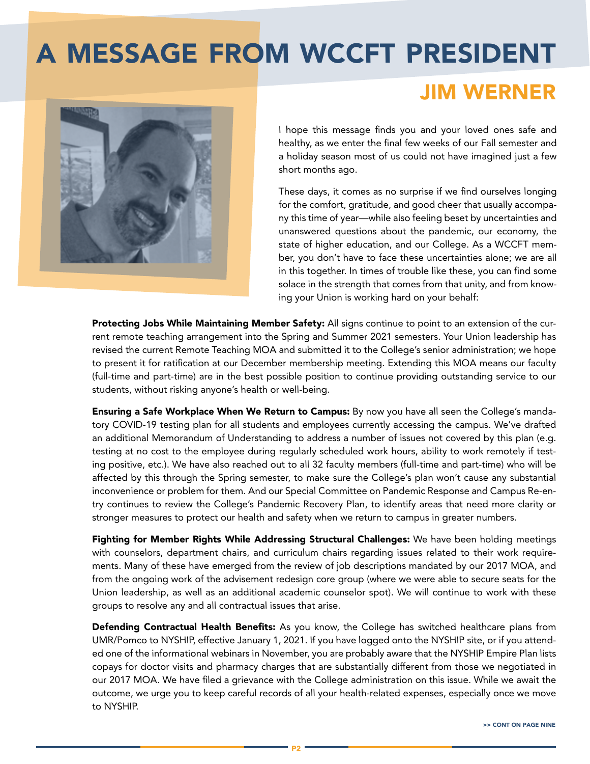# A MESSAGE FROM WCCFT PRESIDENT

## JIM WERNER

I hope this message finds you and your loved ones safe and healthy, as we enter the final few weeks of our Fall semester and a holiday season most of us could not have imagined just a few short months ago.

These days, it comes as no surprise if we find ourselves longing for the comfort, gratitude, and good cheer that usually accompany this time of year—while also feeling beset by uncertainties and unanswered questions about the pandemic, our economy, the state of higher education, and our College. As a WCCFT member, you don't have to face these uncertainties alone; we are all in this together. In times of trouble like these, you can find some solace in the strength that comes from that unity, and from knowing your Union is working hard on your behalf:

**Protecting Jobs While Maintaining Member Safety:** All signs continue to point to an extension of the current remote teaching arrangement into the Spring and Summer 2021 semesters. Your Union leadership has revised the current Remote Teaching MOA and submitted it to the College's senior administration; we hope to present it for ratification at our December membership meeting. Extending this MOA means our faculty (full-time and part-time) are in the best possible position to continue providing outstanding service to our students, without risking anyone's health or well-being.

**Ensuring a Safe Workplace When We Return to Campus:** By now you have all seen the College's mandatory COVID-19 testing plan for all students and employees currently accessing the campus. We've drafted an additional Memorandum of Understanding to address a number of issues not covered by this plan (e.g. testing at no cost to the employee during regularly scheduled work hours, ability to work remotely if testing positive, etc.). We have also reached out to all 32 faculty members (full-time and part-time) who will be affected by this through the Spring semester, to make sure the College's plan won't cause any substantial inconvenience or problem for them. And our Special Committee on Pandemic Response and Campus Re-entry continues to review the College's Pandemic Recovery Plan, to identify areas that need more clarity or stronger measures to protect our health and safety when we return to campus in greater numbers.

**Fighting for Member Rights While Addressing Structural Challenges:** We have been holding meetings with counselors, department chairs, and curriculum chairs regarding issues related to their work requirements. Many of these have emerged from the review of job descriptions mandated by our 2017 MOA, and from the ongoing work of the advisement redesign core group (where we were able to secure seats for the Union leadership, as well as an additional academic counselor spot). We will continue to work with these groups to resolve any and all contractual issues that arise.

**Defending Contractual Health Benefits:** As you know, the College has switched healthcare plans from UMR/Pomco to NYSHIP, effective January 1, 2021. If you have logged onto the NYSHIP site, or if you attended one of the informational webinars in November, you are probably aware that the NYSHIP Empire Plan lists copays for doctor visits and pharmacy charges that are substantially different from those we negotiated in our 2017 MOA. We have filed a grievance with the College administration on this issue. While we await the outcome, we urge you to keep careful records of all your health-related expenses, especially once we move to NYSHIP.

>> CONT ON PAGE NINE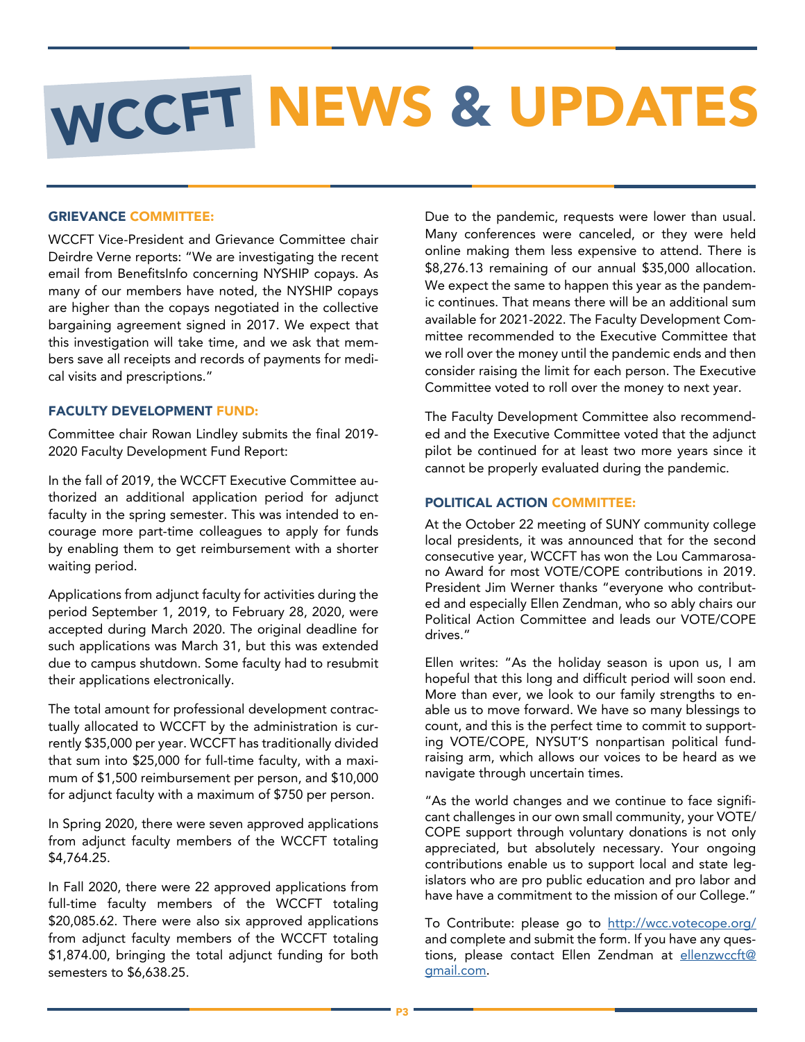# WCCFT NEWS & UPDATES

### GRIEVANCE COMMITTEE:

WCCFT Vice-President and Grievance Committee chair Deirdre Verne reports: "We are investigating the recent email from BenefitsInfo concerning NYSHIP copays. As many of our members have noted, the NYSHIP copays are higher than the copays negotiated in the collective bargaining agreement signed in 2017. We expect that this investigation will take time, and we ask that members save all receipts and records of payments for medical visits and prescriptions."

### FACULTY DEVELOPMENT FUND:

Committee chair Rowan Lindley submits the final 2019-2020 Faculty Development Fund Report:

In the fall of 2019, the WCCFT Executive Committee authorized an additional application period for adjunct faculty in the spring semester. This was intended to encourage more part-time colleagues to apply for funds by enabling them to get reimbursement with a shorter waiting period.

Applications from adjunct faculty for activities during the period September 1, 2019, to February 28, 2020, were accepted during March 2020. The original deadline for such applications was March 31, but this was extended due to campus shutdown. Some faculty had to resubmit their applications electronically.

The total amount for professional development contractually allocated to WCCFT by the administration is currently $35,000 per year. WCCFT has traditionally divided that sum into $25,000 for full-time faculty, with a maximum of $1,500 reimbursement per person, and $10,000 for adjunct faculty with a maximum of $750 per person.

In Spring 2020, there were seven approved applications from adjunct faculty members of the WCCFT totaling $4,764.25.

In Fall 2020, there were 22 approved applications from full-time faculty members of the WCCFT totaling $20,085.62. There were also six approved applications from adjunct faculty members of the WCCFT totaling $1,874.00, bringing the total adjunct funding for both semesters to $6,638.25.

Due to the pandemic, requests were lower than usual. Many conferences were canceled, or they were held online making them less expensive to attend. There is $8,276.13 remaining of our annual $35,000 allocation. We expect the same to happen this year as the pandemic continues. That means there will be an additional sum available for 2021-2022. The Faculty Development Committee recommended to the Executive Committee that we roll over the money until the pandemic ends and then consider raising the limit for each person. The Executive Committee voted to roll over the money to next year.

The Faculty Development Committee also recommended and the Executive Committee voted that the adjunct pilot be continued for at least two more years since it cannot be properly evaluated during the pandemic.

### POLITICAL ACTION COMMITTEE:

At the October 22 meeting of SUNY community college local presidents, it was announced that for the second consecutive year, WCCFT has won the Lou Cammarosano Award for most VOTE/COPE contributions in 2019. President Jim Werner thanks "everyone who contributed and especially Ellen Zendman, who so ably chairs our Political Action Committee and leads our VOTE/COPE drives."

Ellen writes: "As the holiday season is upon us, I am hopeful that this long and difficult period will soon end. More than ever, we look to our family strengths to enable us to move forward. We have so many blessings to count, and this is the perfect time to commit to supporting VOTE/COPE, NYSUT'S nonpartisan political fundraising arm, which allows our voices to be heard as we navigate through uncertain times.

"As the world changes and we continue to face significant challenges in our own small community, your VOTE/COPE support through voluntary donations is not only appreciated, but absolutely necessary. Your ongoing contributions enable us to support local and state legislators who are pro public education and pro labor and have have a commitment to the mission of our College."

To Contribute: please go to http://wcc.votecope.org/ and complete and submit the form. If you have any questions, please contact Ellen Zendman at ellenzwccft@gmail.com.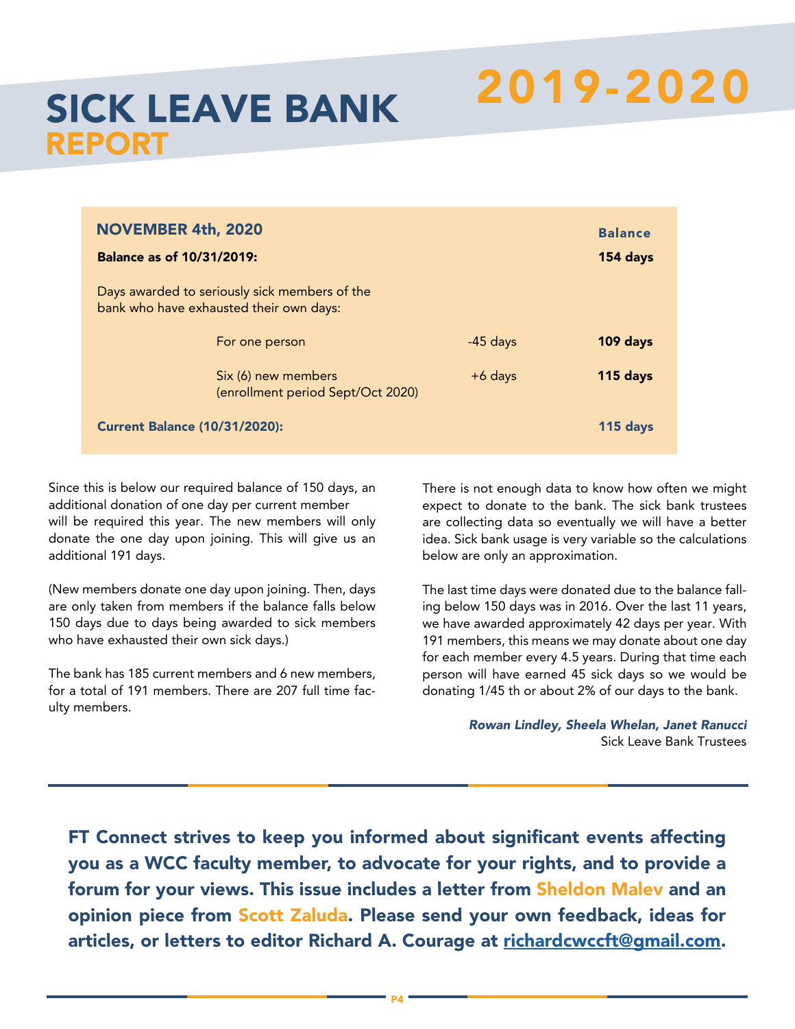# SICK LEAVE BANK REPORT 2019-2020

| NOVEMBER 4th, 2020 | | | Balance |
|---|---|---|---|
| **Balance as of 10/31/2019:** | | | **154 days** |
| Days awarded to seriously sick members of the bank who have exhausted their own days: | | | |
| | For one person | -45 days | **109 days** |
| | Six (6) new members (enrollment period Sept/Oct 2020) | +6 days | **115 days** |
| **Current Balance (10/31/2020):** | | | **115 days** |

Since this is below our required balance of 150 days, an additional donation of one day per current member will be required this year. The new members will only donate the one day upon joining. This will give us an additional 191 days.

(New members donate one day upon joining. Then, days are only taken from members if the balance falls below 150 days due to days being awarded to sick members who have exhausted their own sick days.)

The bank has 185 current members and 6 new members, for a total of 191 members. There are 207 full time faculty members.

There is not enough data to know how often we might expect to donate to the bank. The sick bank trustees are collecting data so eventually we will have a better idea. Sick bank usage is very variable so the calculations below are only an approximation.

The last time days were donated due to the balance falling below 150 days was in 2016. Over the last 11 years, we have awarded approximately 42 days per year. With 191 members, this means we may donate about one day for each member every 4.5 years. During that time each person will have earned 45 sick days so we would be donating 1/45 th or about 2% of our days to the bank.

*Rowan Lindley, Sheela Whelan, Janet Ranucci*
Sick Leave Bank Trustees

---

**FT Connect strives to keep you informed about significant events affecting you as a WCC faculty member, to advocate for your rights, and to provide a forum for your views. This issue includes a letter from Sheldon Malev and an opinion piece from Scott Zaluda. Please send your own feedback, ideas for articles, or letters to editor Richard A. Courage at richardcwccft@gmail.com.**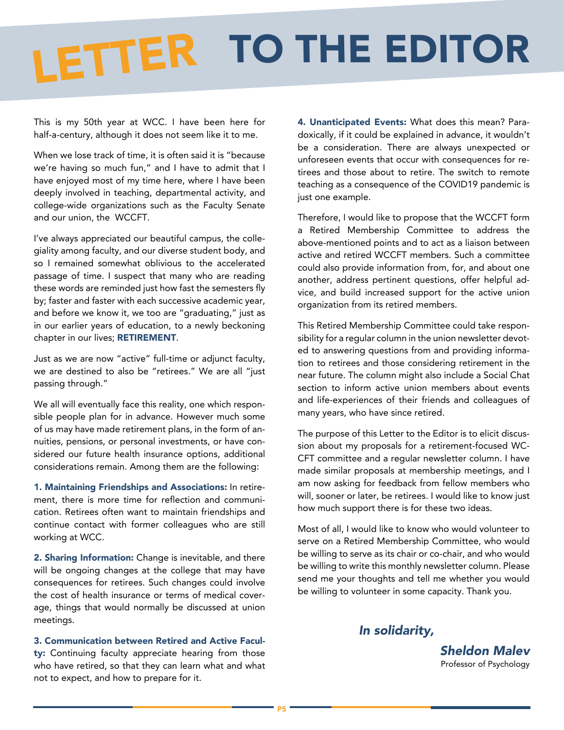# LETTER TO THE EDITOR

This is my 50th year at WCC. I have been here for half-a-century, although it does not seem like it to me.

When we lose track of time, it is often said it is "because we're having so much fun," and I have to admit that I have enjoyed most of my time here, where I have been deeply involved in teaching, departmental activity, and college-wide organizations such as the Faculty Senate and our union, the WCCFT.

I've always appreciated our beautiful campus, the collegiality among faculty, and our diverse student body, and so I remained somewhat oblivious to the accelerated passage of time. I suspect that many who are reading these words are reminded just how fast the semesters fly by; faster and faster with each successive academic year, and before we know it, we too are "graduating," just as in our earlier years of education, to a newly beckoning chapter in our lives; **RETIREMENT**.

Just as we are now "active" full-time or adjunct faculty, we are destined to also be "retirees." We are all "just passing through."

We all will eventually face this reality, one which responsible people plan for in advance. However much some of us may have made retirement plans, in the form of annuities, pensions, or personal investments, or have considered our future health insurance options, additional considerations remain. Among them are the following:

**1. Maintaining Friendships and Associations:** In retirement, there is more time for reflection and communication. Retirees often want to maintain friendships and continue contact with former colleagues who are still working at WCC.

**2. Sharing Information:** Change is inevitable, and there will be ongoing changes at the college that may have consequences for retirees. Such changes could involve the cost of health insurance or terms of medical coverage, things that would normally be discussed at union meetings.

**3. Communication between Retired and Active Faculty:** Continuing faculty appreciate hearing from those who have retired, so that they can learn what and what not to expect, and how to prepare for it.

**4. Unanticipated Events:** What does this mean? Paradoxically, if it could be explained in advance, it wouldn't be a consideration. There are always unexpected or unforeseen events that occur with consequences for retirees and those about to retire. The switch to remote teaching as a consequence of the COVID19 pandemic is just one example.

Therefore, I would like to propose that the WCCFT form a Retired Membership Committee to address the above-mentioned points and to act as a liaison between active and retired WCCFT members. Such a committee could also provide information from, for, and about one another, address pertinent questions, offer helpful advice, and build increased support for the active union organization from its retired members.

This Retired Membership Committee could take responsibility for a regular column in the union newsletter devoted to answering questions from and providing information to retirees and those considering retirement in the near future. The column might also include a Social Chat section to inform active union members about events and life-experiences of their friends and colleagues of many years, who have since retired.

The purpose of this Letter to the Editor is to elicit discussion about my proposals for a retirement-focused WCCFT committee and a regular newsletter column. I have made similar proposals at membership meetings, and I am now asking for feedback from fellow members who will, sooner or later, be retirees. I would like to know just how much support there is for these two ideas.

Most of all, I would like to know who would volunteer to serve on a Retired Membership Committee, who would be willing to serve as its chair or co-chair, and who would be willing to write this monthly newsletter column. Please send me your thoughts and tell me whether you would be willing to volunteer in some capacity. Thank you.

***In solidarity,***

***Sheldon Malev***
Professor of Psychology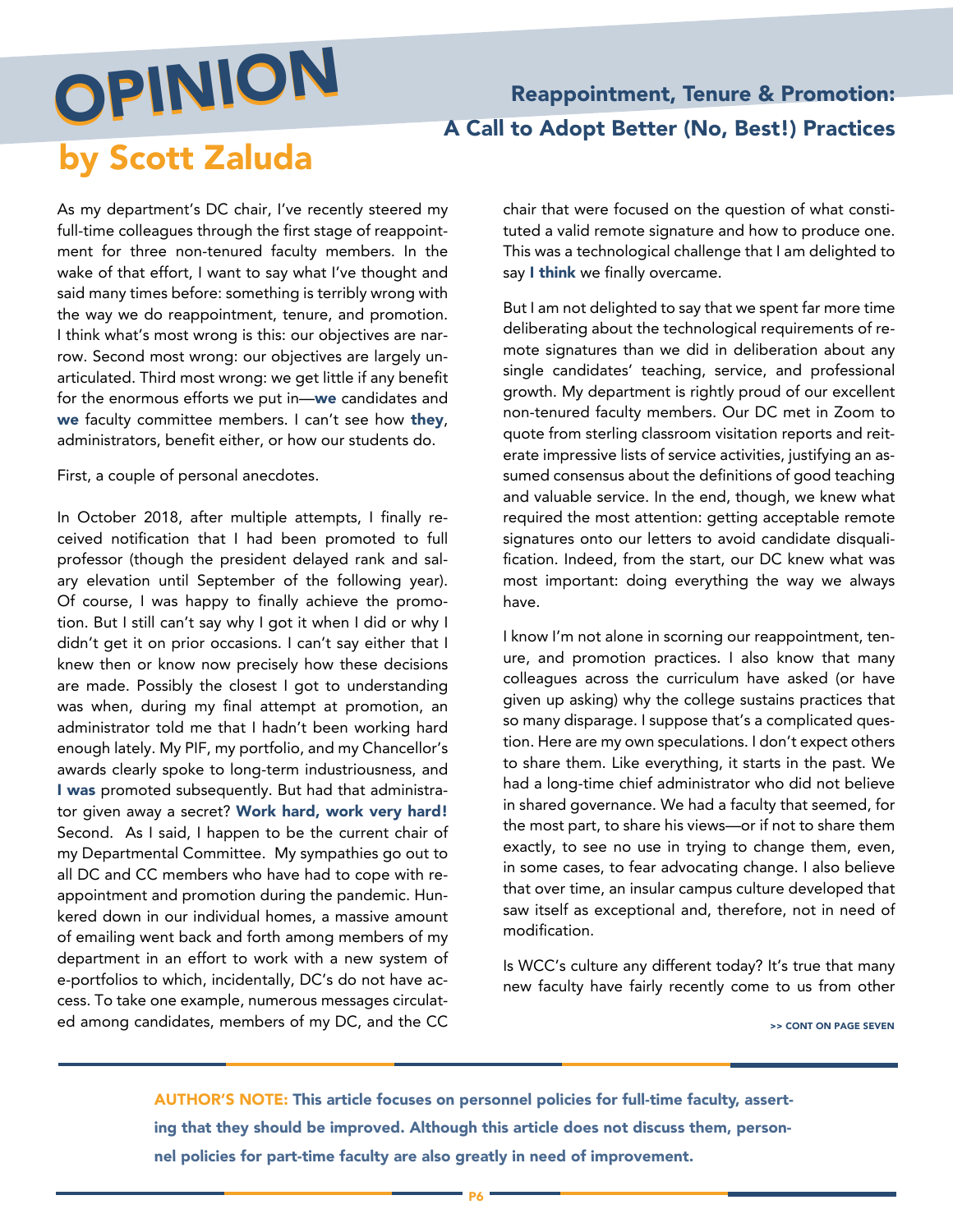# OPINION

## Reappointment, Tenure & Promotion: A Call to Adopt Better (No, Best!) Practices

### by Scott Zaluda

As my department's DC chair, I've recently steered my full-time colleagues through the first stage of reappointment for three non-tenured faculty members. In the wake of that effort, I want to say what I've thought and said many times before: something is terribly wrong with the way we do reappointment, tenure, and promotion. I think what's most wrong is this: our objectives are narrow. Second most wrong: our objectives are largely unarticulated. Third most wrong: we get little if any benefit for the enormous efforts we put in—**we** candidates and **we** faculty committee members. I can't see how **they**, administrators, benefit either, or how our students do.

First, a couple of personal anecdotes.

In October 2018, after multiple attempts, I finally received notification that I had been promoted to full professor (though the president delayed rank and salary elevation until September of the following year). Of course, I was happy to finally achieve the promotion. But I still can't say why I got it when I did or why I didn't get it on prior occasions. I can't say either that I knew then or know now precisely how these decisions are made. Possibly the closest I got to understanding was when, during my final attempt at promotion, an administrator told me that I hadn't been working hard enough lately. My PIF, my portfolio, and my Chancellor's awards clearly spoke to long-term industriousness, and **I was** promoted subsequently. But had that administrator given away a secret? **Work hard, work very hard!** Second. As I said, I happen to be the current chair of my Departmental Committee. My sympathies go out to all DC and CC members who have had to cope with reappointment and promotion during the pandemic. Hunkered down in our individual homes, a massive amount of emailing went back and forth among members of my department in an effort to work with a new system of e-portfolios to which, incidentally, DC's do not have access. To take one example, numerous messages circulated among candidates, members of my DC, and the CC chair that were focused on the question of what constituted a valid remote signature and how to produce one. This was a technological challenge that I am delighted to say **I think** we finally overcame.

But I am not delighted to say that we spent far more time deliberating about the technological requirements of remote signatures than we did in deliberation about any single candidates' teaching, service, and professional growth. My department is rightly proud of our excellent non-tenured faculty members. Our DC met in Zoom to quote from sterling classroom visitation reports and reiterate impressive lists of service activities, justifying an assumed consensus about the definitions of good teaching and valuable service. In the end, though, we knew what required the most attention: getting acceptable remote signatures onto our letters to avoid candidate disqualification. Indeed, from the start, our DC knew what was most important: doing everything the way we always have.

I know I'm not alone in scorning our reappointment, tenure, and promotion practices. I also know that many colleagues across the curriculum have asked (or have given up asking) why the college sustains practices that so many disparage. I suppose that's a complicated question. Here are my own speculations. I don't expect others to share them. Like everything, it starts in the past. We had a long-time chief administrator who did not believe in shared governance. We had a faculty that seemed, for the most part, to share his views—or if not to share them exactly, to see no use in trying to change them, even, in some cases, to fear advocating change. I also believe that over time, an insular campus culture developed that saw itself as exceptional and, therefore, not in need of modification.

Is WCC's culture any different today? It's true that many new faculty have fairly recently come to us from other

>> CONT ON PAGE SEVEN

**AUTHOR'S NOTE: This article focuses on personnel policies for full-time faculty, asserting that they should be improved. Although this article does not discuss them, personnel policies for part-time faculty are also greatly in need of improvement.**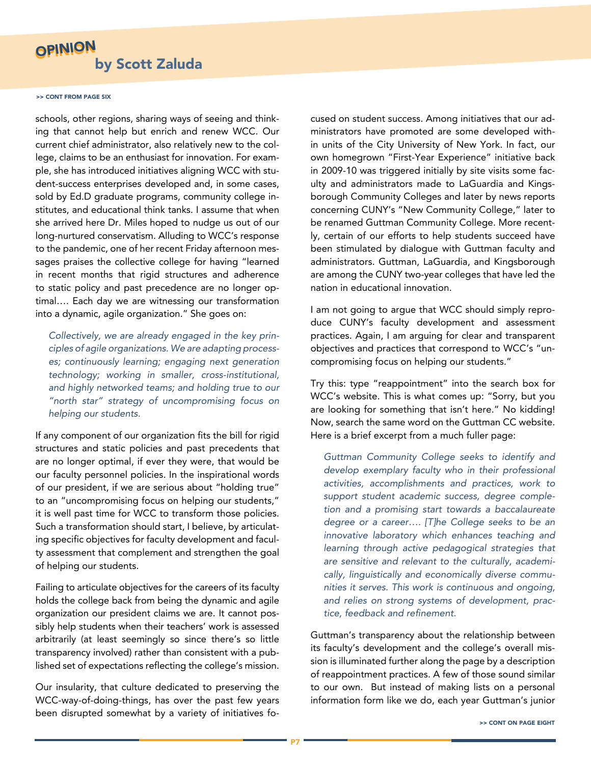# OPINION
## by Scott Zaluda

>> CONT FROM PAGE SIX

schools, other regions, sharing ways of seeing and thinking that cannot help but enrich and renew WCC. Our current chief administrator, also relatively new to the college, claims to be an enthusiast for innovation. For example, she has introduced initiatives aligning WCC with student-success enterprises developed and, in some cases, sold by Ed.D graduate programs, community college institutes, and educational think tanks. I assume that when she arrived here Dr. Miles hoped to nudge us out of our long-nurtured conservatism. Alluding to WCC's response to the pandemic, one of her recent Friday afternoon messages praises the collective college for having "learned in recent months that rigid structures and adherence to static policy and past precedence are no longer optimal…. Each day we are witnessing our transformation into a dynamic, agile organization." She goes on:

> *Collectively, we are already engaged in the key principles of agile organizations. We are adapting processes; continuously learning; engaging next generation technology; working in smaller, cross-institutional, and highly networked teams; and holding true to our "north star" strategy of uncompromising focus on helping our students.*

If any component of our organization fits the bill for rigid structures and static policies and past precedents that are no longer optimal, if ever they were, that would be our faculty personnel policies. In the inspirational words of our president, if we are serious about "holding true" to an "uncompromising focus on helping our students," it is well past time for WCC to transform those policies. Such a transformation should start, I believe, by articulating specific objectives for faculty development and faculty assessment that complement and strengthen the goal of helping our students.

Failing to articulate objectives for the careers of its faculty holds the college back from being the dynamic and agile organization our president claims we are. It cannot possibly help students when their teachers' work is assessed arbitrarily (at least seemingly so since there's so little transparency involved) rather than consistent with a published set of expectations reflecting the college's mission.

Our insularity, that culture dedicated to preserving the WCC-way-of-doing-things, has over the past few years been disrupted somewhat by a variety of initiatives focused on student success. Among initiatives that our administrators have promoted are some developed within units of the City University of New York. In fact, our own homegrown "First-Year Experience" initiative back in 2009-10 was triggered initially by site visits some faculty and administrators made to LaGuardia and Kingsborough Community Colleges and later by news reports concerning CUNY's "New Community College," later to be renamed Guttman Community College. More recently, certain of our efforts to help students succeed have been stimulated by dialogue with Guttman faculty and administrators. Guttman, LaGuardia, and Kingsborough are among the CUNY two-year colleges that have led the nation in educational innovation.

I am not going to argue that WCC should simply reproduce CUNY's faculty development and assessment practices. Again, I am arguing for clear and transparent objectives and practices that correspond to WCC's "uncompromising focus on helping our students."

Try this: type "reappointment" into the search box for WCC's website. This is what comes up: "Sorry, but you are looking for something that isn't here." No kidding! Now, search the same word on the Guttman CC website. Here is a brief excerpt from a much fuller page:

> *Guttman Community College seeks to identify and develop exemplary faculty who in their professional activities, accomplishments and practices, work to support student academic success, degree completion and a promising start towards a baccalaureate degree or a career…. [T]he College seeks to be an innovative laboratory which enhances teaching and learning through active pedagogical strategies that are sensitive and relevant to the culturally, academically, linguistically and economically diverse communities it serves. This work is continuous and ongoing, and relies on strong systems of development, practice, feedback and refinement.*

Guttman's transparency about the relationship between its faculty's development and the college's overall mission is illuminated further along the page by a description of reappointment practices. A few of those sound similar to our own. But instead of making lists on a personal information form like we do, each year Guttman's junior

>> CONT ON PAGE EIGHT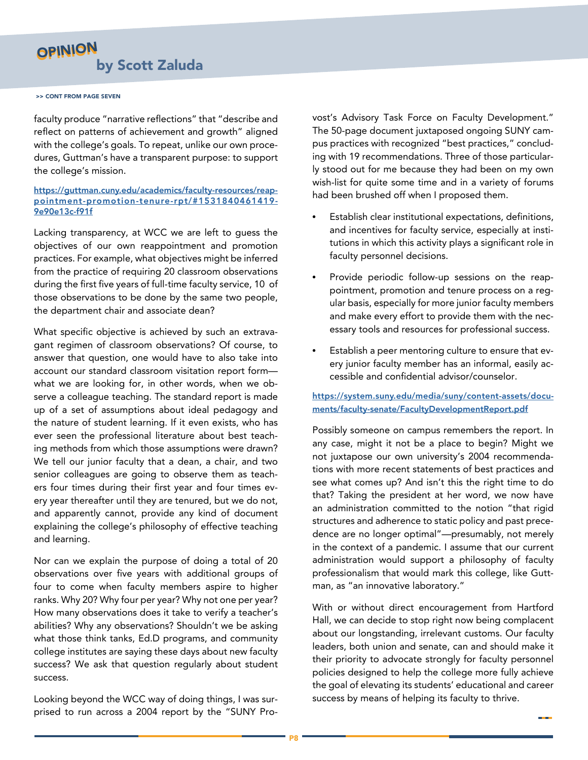# OPINION

## by Scott Zaluda

>> CONT FROM PAGE SEVEN

faculty produce "narrative reflections" that "describe and reflect on patterns of achievement and growth" aligned with the college's goals. To repeat, unlike our own procedures, Guttman's have a transparent purpose: to support the college's mission.

https://guttman.cuny.edu/academics/faculty-resources/reappointment-promotion-tenure-rpt/#1531840461419-9e90e13c-f91f

Lacking transparency, at WCC we are left to guess the objectives of our own reappointment and promotion practices. For example, what objectives might be inferred from the practice of requiring 20 classroom observations during the first five years of full-time faculty service, 10 of those observations to be done by the same two people, the department chair and associate dean?

What specific objective is achieved by such an extravagant regimen of classroom observations? Of course, to answer that question, one would have to also take into account our standard classroom visitation report form—what we are looking for, in other words, when we observe a colleague teaching. The standard report is made up of a set of assumptions about ideal pedagogy and the nature of student learning. If it even exists, who has ever seen the professional literature about best teaching methods from which those assumptions were drawn? We tell our junior faculty that a dean, a chair, and two senior colleagues are going to observe them as teachers four times during their first year and four times every year thereafter until they are tenured, but we do not, and apparently cannot, provide any kind of document explaining the college's philosophy of effective teaching and learning.

Nor can we explain the purpose of doing a total of 20 observations over five years with additional groups of four to come when faculty members aspire to higher ranks. Why 20? Why four per year? Why not one per year? How many observations does it take to verify a teacher's abilities? Why any observations? Shouldn't we be asking what those think tanks, Ed.D programs, and community college institutes are saying these days about new faculty success? We ask that question regularly about student success.

Looking beyond the WCC way of doing things, I was surprised to run across a 2004 report by the "SUNY Provost's Advisory Task Force on Faculty Development." The 50-page document juxtaposed ongoing SUNY campus practices with recognized "best practices," concluding with 19 recommendations. Three of those particularly stood out for me because they had been on my own wish-list for quite some time and in a variety of forums had been brushed off when I proposed them.

- Establish clear institutional expectations, definitions, and incentives for faculty service, especially at institutions in which this activity plays a significant role in faculty personnel decisions.
- Provide periodic follow-up sessions on the reappointment, promotion and tenure process on a regular basis, especially for more junior faculty members and make every effort to provide them with the necessary tools and resources for professional success.
- Establish a peer mentoring culture to ensure that every junior faculty member has an informal, easily accessible and confidential advisor/counselor.

https://system.suny.edu/media/suny/content-assets/documents/faculty-senate/FacultyDevelopmentReport.pdf

Possibly someone on campus remembers the report. In any case, might it not be a place to begin? Might we not juxtapose our own university's 2004 recommendations with more recent statements of best practices and see what comes up? And isn't this the right time to do that? Taking the president at her word, we now have an administration committed to the notion "that rigid structures and adherence to static policy and past precedence are no longer optimal"—presumably, not merely in the context of a pandemic. I assume that our current administration would support a philosophy of faculty professionalism that would mark this college, like Guttman, as "an innovative laboratory."

With or without direct encouragement from Hartford Hall, we can decide to stop right now being complacent about our longstanding, irrelevant customs. Our faculty leaders, both union and senate, can and should make it their priority to advocate strongly for faculty personnel policies designed to help the college more fully achieve the goal of elevating its students' educational and career success by means of helping its faculty to thrive.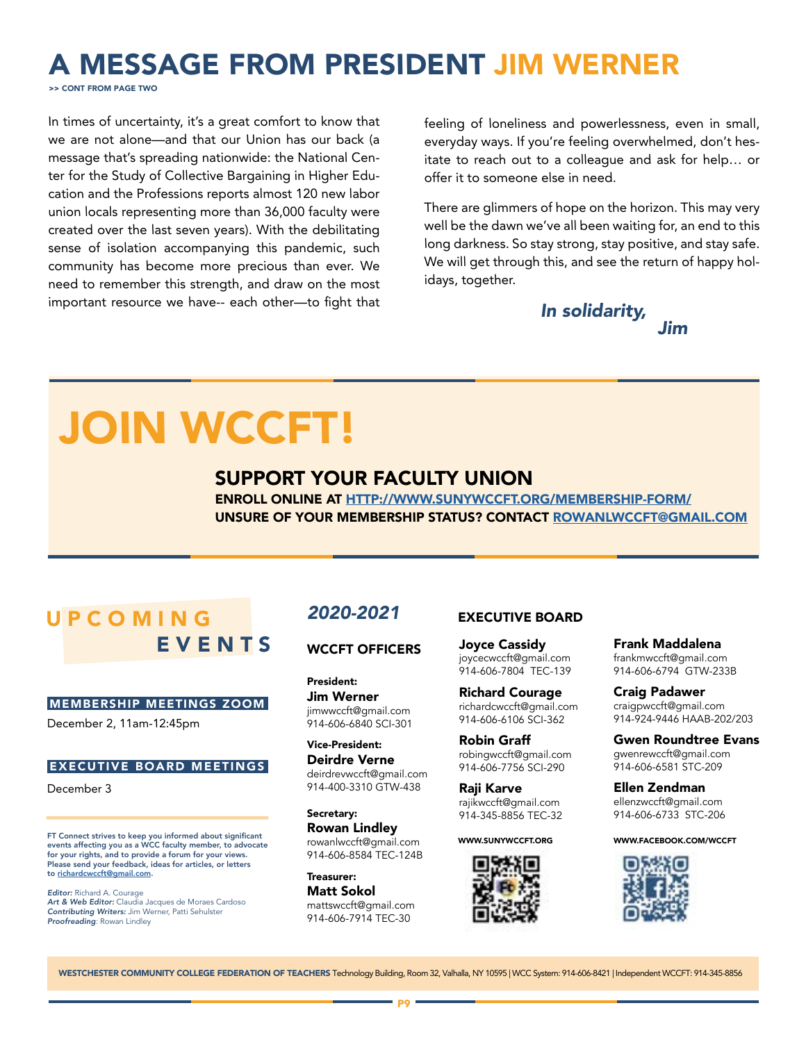# A MESSAGE FROM PRESIDENT JIM WERNER

>> CONT FROM PAGE TWO

In times of uncertainty, it's a great comfort to know that we are not alone—and that our Union has our back (a message that's spreading nationwide: the National Center for the Study of Collective Bargaining in Higher Education and the Professions reports almost 120 new labor union locals representing more than 36,000 faculty were created over the last seven years). With the debilitating sense of isolation accompanying this pandemic, such community has become more precious than ever. We need to remember this strength, and draw on the most important resource we have-- each other—to fight that feeling of loneliness and powerlessness, even in small, everyday ways. If you're feeling overwhelmed, don't hesitate to reach out to a colleague and ask for help… or offer it to someone else in need.

There are glimmers of hope on the horizon. This may very well be the dawn we've all been waiting for, an end to this long darkness. So stay strong, stay positive, and stay safe. We will get through this, and see the return of happy holidays, together.

*In solidarity,*
*Jim*

# JOIN WCCFT!

## SUPPORT YOUR FACULTY UNION

**ENROLL ONLINE AT [HTTP://WWW.SUNYWCCFT.ORG/MEMBERSHIP-FORM/](http://www.sunywccft.org/membership-form/)**
**UNSURE OF YOUR MEMBERSHIP STATUS? CONTACT [ROWANLWCCFT@GMAIL.COM](mailto:rowanlwccft@gmail.com)**

## UPCOMING EVENTS

**MEMBERSHIP MEETINGS ZOOM**
December 2, 11am-12:45pm

**EXECUTIVE BOARD MEETINGS**
December 3

**FT Connect strives to keep you informed about significant events affecting you as a WCC faculty member, to advocate for your rights, and to provide a forum for your views. Please send your feedback, ideas for articles, or letters to richardcwccft@gmail.com.**

***Editor:*** Richard A. Courage
***Art & Web Editor:*** Claudia Jacques de Moraes Cardoso
***Contributing Writers:*** Jim Werner, Patti Sehulster
***Proofreading***: Rowan Lindley

## *2020-2021*

### WCCFT OFFICERS

**President:**
**Jim Werner**
jimwwccft@gmail.com
914-606-6840 SCI-301

**Vice-President:**
**Deirdre Verne**
deirdrevwccft@gmail.com
914-400-3310 GTW-438

**Secretary:**
**Rowan Lindley**
rowanlwccft@gmail.com
914-606-8584 TEC-124B

**Treasurer:**
**Matt Sokol**
mattswccft@gmail.com
914-606-7914 TEC-30

### EXECUTIVE BOARD

**Joyce Cassidy**
joycecwccft@gmail.com
914-606-7804 TEC-139

**Richard Courage**
richardcwccft@gmail.com
914-606-6106 SCI-362

**Robin Graff**
robingwccft@gmail.com
914-606-7756 SCI-290

**Raji Karve**
rajikwccft@gmail.com
914-345-8856 TEC-32

**Frank Maddalena**
frankmwccft@gmail.com
914-606-6794 GTW-233B

**Craig Padawer**
craigpwccft@gmail.com
914-924-9446 HAAB-202/203

**Gwen Roundtree Evans**
gwenrewccft@gmail.com
914-606-6581 STC-209

**Ellen Zendman**
ellenzwccft@gmail.com
914-606-6733 STC-206

WWW.SUNYWCCFT.ORG

WWW.FACEBOOK.COM/WCCFT

**WESTCHESTER COMMUNITY COLLEGE FEDERATION OF TEACHERS** Technology Building, Room 32, Valhalla, NY 10595 | WCC System: 914-606-8421 | Independent WCCFT: 914-345-8856